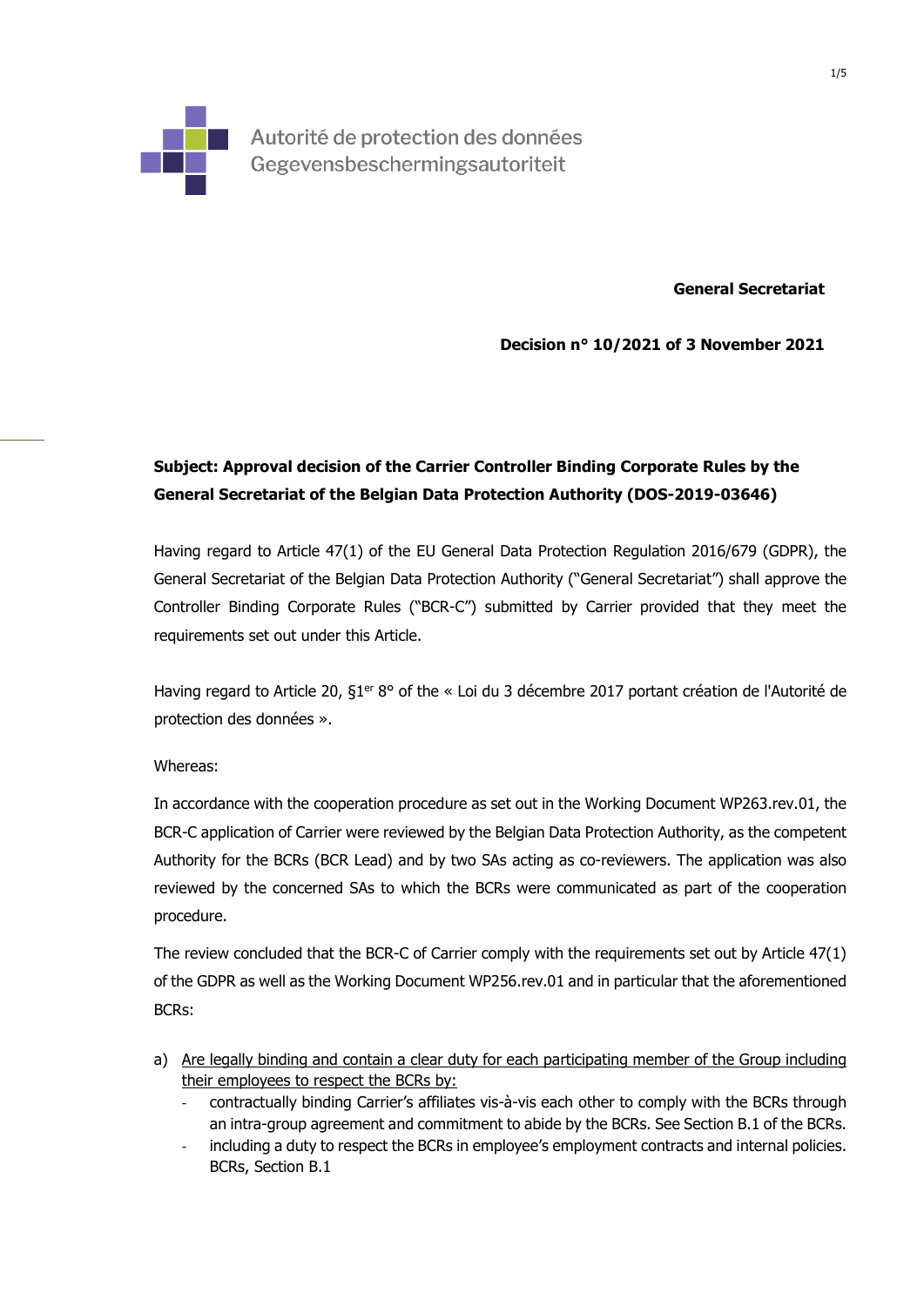Autorité de protection des données
Gegevensbeschermingsautoriteit

**General Secretariat**

**Decision n° 10/2021 of 3 November 2021**

**Subject: Approval decision of the Carrier Controller Binding Corporate Rules by the General Secretariat of the Belgian Data Protection Authority (DOS-2019-03646)**

Having regard to Article 47(1) of the EU General Data Protection Regulation 2016/679 (GDPR), the General Secretariat of the Belgian Data Protection Authority ("General Secretariat") shall approve the Controller Binding Corporate Rules ("BCR-C") submitted by Carrier provided that they meet the requirements set out under this Article.

Having regard to Article 20, §1er 8° of the « Loi du 3 décembre 2017 portant création de l'Autorité de protection des données ».

Whereas:

In accordance with the cooperation procedure as set out in the Working Document WP263.rev.01, the BCR-C application of Carrier were reviewed by the Belgian Data Protection Authority, as the competent Authority for the BCRs (BCR Lead) and by two SAs acting as co-reviewers. The application was also reviewed by the concerned SAs to which the BCRs were communicated as part of the cooperation procedure.

The review concluded that the BCR-C of Carrier comply with the requirements set out by Article 47(1) of the GDPR as well as the Working Document WP256.rev.01 and in particular that the aforementioned BCRs:

a) Are legally binding and contain a clear duty for each participating member of the Group including their employees to respect the BCRs by:
   - contractually binding Carrier's affiliates vis-à-vis each other to comply with the BCRs through an intra-group agreement and commitment to abide by the BCRs. See Section B.1 of the BCRs.
   - including a duty to respect the BCRs in employee's employment contracts and internal policies. BCRs, Section B.1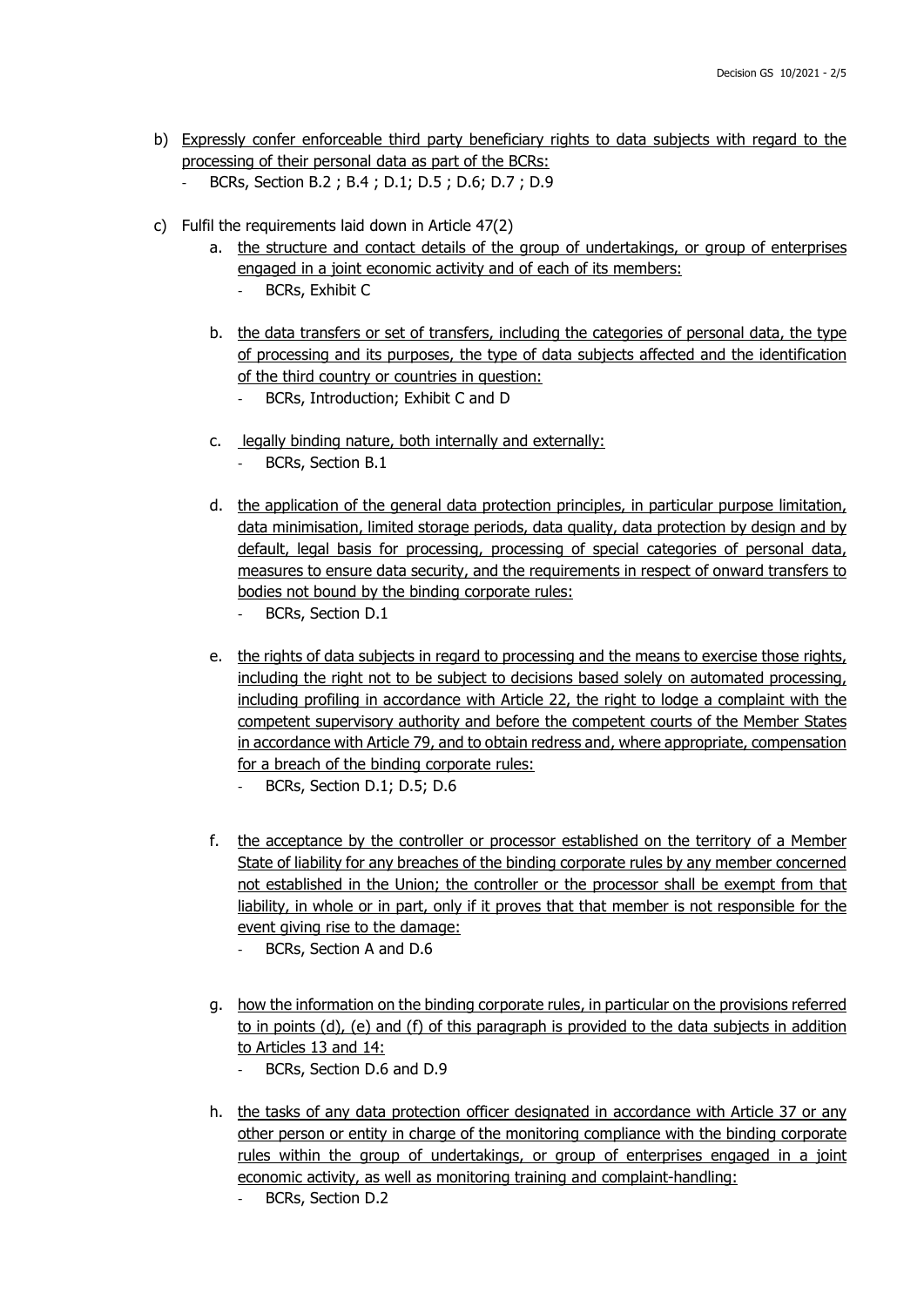b) Expressly confer enforceable third party beneficiary rights to data subjects with regard to the processing of their personal data as part of the BCRs:
   - BCRs, Section B.2 ; B.4 ; D.1; D.5 ; D.6; D.7 ; D.9

c) Fulfil the requirements laid down in Article 47(2)
   a. the structure and contact details of the group of undertakings, or group of enterprises engaged in a joint economic activity and of each of its members:
      - BCRs, Exhibit C

   b. the data transfers or set of transfers, including the categories of personal data, the type of processing and its purposes, the type of data subjects affected and the identification of the third country or countries in question:
      - BCRs, Introduction; Exhibit C and D

   c. legally binding nature, both internally and externally:
      - BCRs, Section B.1

   d. the application of the general data protection principles, in particular purpose limitation, data minimisation, limited storage periods, data quality, data protection by design and by default, legal basis for processing, processing of special categories of personal data, measures to ensure data security, and the requirements in respect of onward transfers to bodies not bound by the binding corporate rules:
      - BCRs, Section D.1

   e. the rights of data subjects in regard to processing and the means to exercise those rights, including the right not to be subject to decisions based solely on automated processing, including profiling in accordance with Article 22, the right to lodge a complaint with the competent supervisory authority and before the competent courts of the Member States in accordance with Article 79, and to obtain redress and, where appropriate, compensation for a breach of the binding corporate rules:
      - BCRs, Section D.1; D.5; D.6

   f. the acceptance by the controller or processor established on the territory of a Member State of liability for any breaches of the binding corporate rules by any member concerned not established in the Union; the controller or the processor shall be exempt from that liability, in whole or in part, only if it proves that that member is not responsible for the event giving rise to the damage:
      - BCRs, Section A and D.6

   g. how the information on the binding corporate rules, in particular on the provisions referred to in points (d), (e) and (f) of this paragraph is provided to the data subjects in addition to Articles 13 and 14:
      - BCRs, Section D.6 and D.9

   h. the tasks of any data protection officer designated in accordance with Article 37 or any other person or entity in charge of the monitoring compliance with the binding corporate rules within the group of undertakings, or group of enterprises engaged in a joint economic activity, as well as monitoring training and complaint-handling:
      - BCRs, Section D.2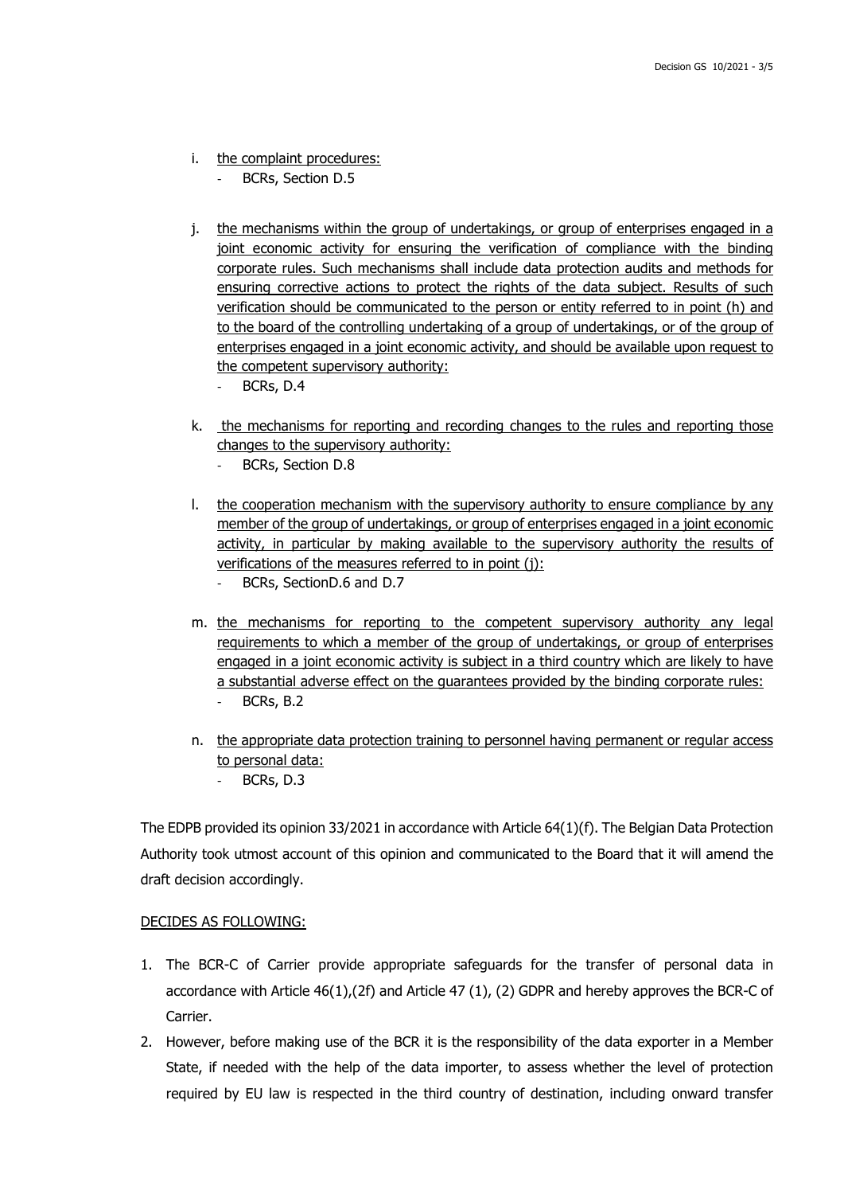i. <u>the complaint procedures:</u>
   - BCRs, Section D.5

j. <u>the mechanisms within the group of undertakings, or group of enterprises engaged in a joint economic activity for ensuring the verification of compliance with the binding corporate rules. Such mechanisms shall include data protection audits and methods for ensuring corrective actions to protect the rights of the data subject. Results of such verification should be communicated to the person or entity referred to in point (h) and to the board of the controlling undertaking of a group of undertakings, or of the group of enterprises engaged in a joint economic activity, and should be available upon request to the competent supervisory authority:</u>
   - BCRs, D.4

k. <u>the mechanisms for reporting and recording changes to the rules and reporting those changes to the supervisory authority:</u>
   - BCRs, Section D.8

l. <u>the cooperation mechanism with the supervisory authority to ensure compliance by any member of the group of undertakings, or group of enterprises engaged in a joint economic activity, in particular by making available to the supervisory authority the results of verifications of the measures referred to in point (j):</u>
   - BCRs, SectionD.6 and D.7

m. <u>the mechanisms for reporting to the competent supervisory authority any legal requirements to which a member of the group of undertakings, or group of enterprises engaged in a joint economic activity is subject in a third country which are likely to have a substantial adverse effect on the guarantees provided by the binding corporate rules:</u>
   - BCRs, B.2

n. <u>the appropriate data protection training to personnel having permanent or regular access to personal data:</u>
   - BCRs, D.3

The EDPB provided its opinion 33/2021 in accordance with Article 64(1)(f). The Belgian Data Protection Authority took utmost account of this opinion and communicated to the Board that it will amend the draft decision accordingly.

<u>DECIDES AS FOLLOWING:</u>

1. The BCR-C of Carrier provide appropriate safeguards for the transfer of personal data in accordance with Article 46(1),(2f) and Article 47 (1), (2) GDPR and hereby approves the BCR-C of Carrier.
2. However, before making use of the BCR it is the responsibility of the data exporter in a Member State, if needed with the help of the data importer, to assess whether the level of protection required by EU law is respected in the third country of destination, including onward transfer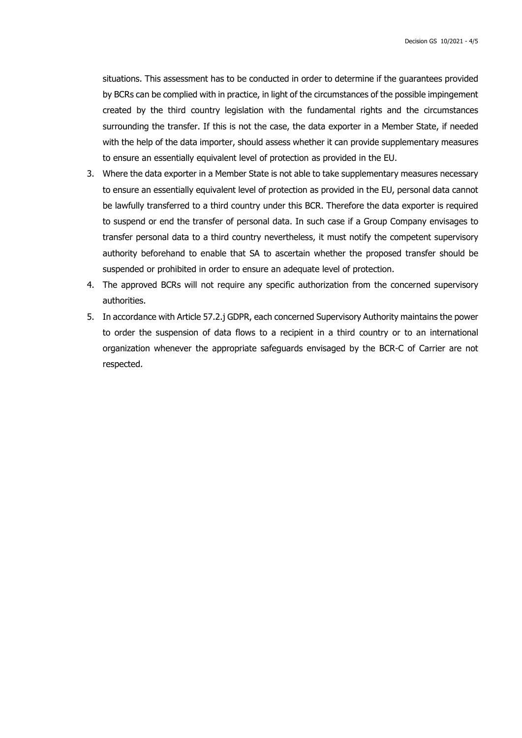situations. This assessment has to be conducted in order to determine if the guarantees provided by BCRs can be complied with in practice, in light of the circumstances of the possible impingement created by the third country legislation with the fundamental rights and the circumstances surrounding the transfer. If this is not the case, the data exporter in a Member State, if needed with the help of the data importer, should assess whether it can provide supplementary measures to ensure an essentially equivalent level of protection as provided in the EU.

3. Where the data exporter in a Member State is not able to take supplementary measures necessary to ensure an essentially equivalent level of protection as provided in the EU, personal data cannot be lawfully transferred to a third country under this BCR. Therefore the data exporter is required to suspend or end the transfer of personal data. In such case if a Group Company envisages to transfer personal data to a third country nevertheless, it must notify the competent supervisory authority beforehand to enable that SA to ascertain whether the proposed transfer should be suspended or prohibited in order to ensure an adequate level of protection.
4. The approved BCRs will not require any specific authorization from the concerned supervisory authorities.
5. In accordance with Article 57.2.j GDPR, each concerned Supervisory Authority maintains the power to order the suspension of data flows to a recipient in a third country or to an international organization whenever the appropriate safeguards envisaged by the BCR-C of Carrier are not respected.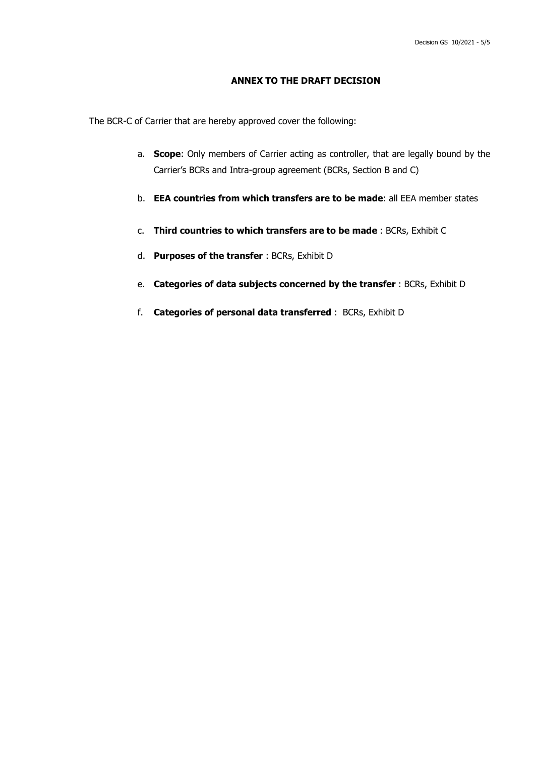## ANNEX TO THE DRAFT DECISION

The BCR-C of Carrier that are hereby approved cover the following:

a. **Scope**: Only members of Carrier acting as controller, that are legally bound by the Carrier's BCRs and Intra-group agreement (BCRs, Section B and C)

b. **EEA countries from which transfers are to be made**: all EEA member states

c. **Third countries to which transfers are to be made** : BCRs, Exhibit C

d. **Purposes of the transfer** : BCRs, Exhibit D

e. **Categories of data subjects concerned by the transfer** : BCRs, Exhibit D

f. **Categories of personal data transferred** : BCRs, Exhibit D